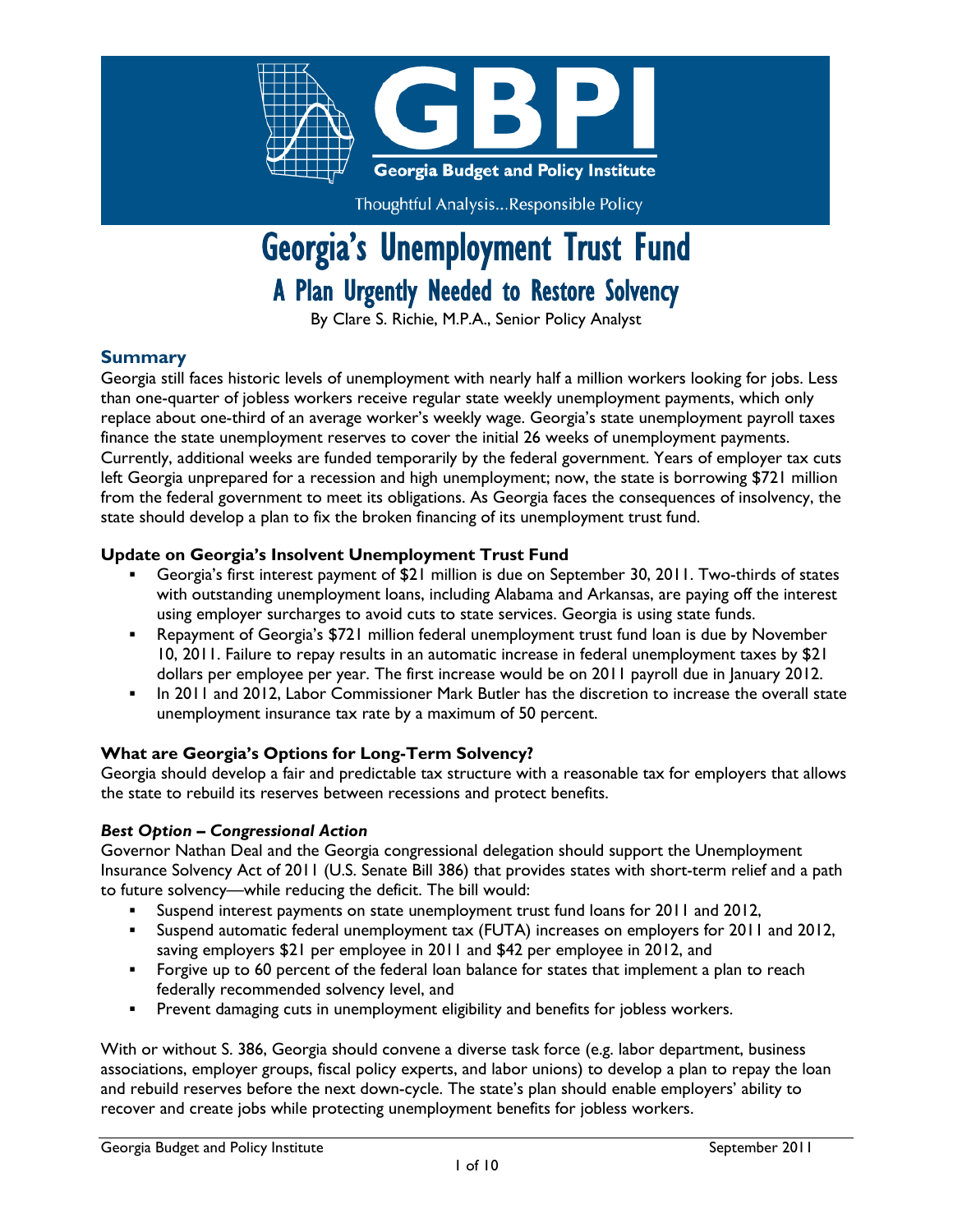GBPI

Georgia Budget and Policy Institute

Thoughtful Analysis...Responsible Policy

# Georgia's Unemployment Trust Fund

## A Plan Urgently Needed to Restore Solvency

By Clare S. Richie, M.P.A., Senior Policy Analyst

### Summary

Georgia still faces historic levels of unemployment with nearly half a million workers looking for jobs. Less than one-quarter of jobless workers receive regular state weekly unemployment payments, which only replace about one-third of an average worker's weekly wage. Georgia's state unemployment payroll taxes finance the state unemployment reserves to cover the initial 26 weeks of unemployment payments. Currently, additional weeks are funded temporarily by the federal government. Years of employer tax cuts left Georgia unprepared for a recession and high unemployment; now, the state is borrowing $721 million from the federal government to meet its obligations. As Georgia faces the consequences of insolvency, the state should develop a plan to fix the broken financing of its unemployment trust fund.

#### Update on Georgia's Insolvent Unemployment Trust Fund

- Georgia's first interest payment of $21 million is due on September 30, 2011. Two-thirds of states with outstanding unemployment loans, including Alabama and Arkansas, are paying off the interest using employer surcharges to avoid cuts to state services. Georgia is using state funds.
- Repayment of Georgia's $721 million federal unemployment trust fund loan is due by November 10, 2011. Failure to repay results in an automatic increase in federal unemployment taxes by $21 dollars per employee per year. The first increase would be on 2011 payroll due in January 2012.
- In 2011 and 2012, Labor Commissioner Mark Butler has the discretion to increase the overall state unemployment insurance tax rate by a maximum of 50 percent.

#### What are Georgia's Options for Long-Term Solvency?

Georgia should develop a fair and predictable tax structure with a reasonable tax for employers that allows the state to rebuild its reserves between recessions and protect benefits.

#### *Best Option – Congressional Action*

Governor Nathan Deal and the Georgia congressional delegation should support the Unemployment Insurance Solvency Act of 2011 (U.S. Senate Bill 386) that provides states with short-term relief and a path to future solvency—while reducing the deficit. The bill would:

- Suspend interest payments on state unemployment trust fund loans for 2011 and 2012,
- Suspend automatic federal unemployment tax (FUTA) increases on employers for 2011 and 2012, saving employers $21 per employee in 2011 and $42 per employee in 2012, and
- Forgive up to 60 percent of the federal loan balance for states that implement a plan to reach federally recommended solvency level, and
- Prevent damaging cuts in unemployment eligibility and benefits for jobless workers.

With or without S. 386, Georgia should convene a diverse task force (e.g. labor department, business associations, employer groups, fiscal policy experts, and labor unions) to develop a plan to repay the loan and rebuild reserves before the next down-cycle. The state's plan should enable employers' ability to recover and create jobs while protecting unemployment benefits for jobless workers.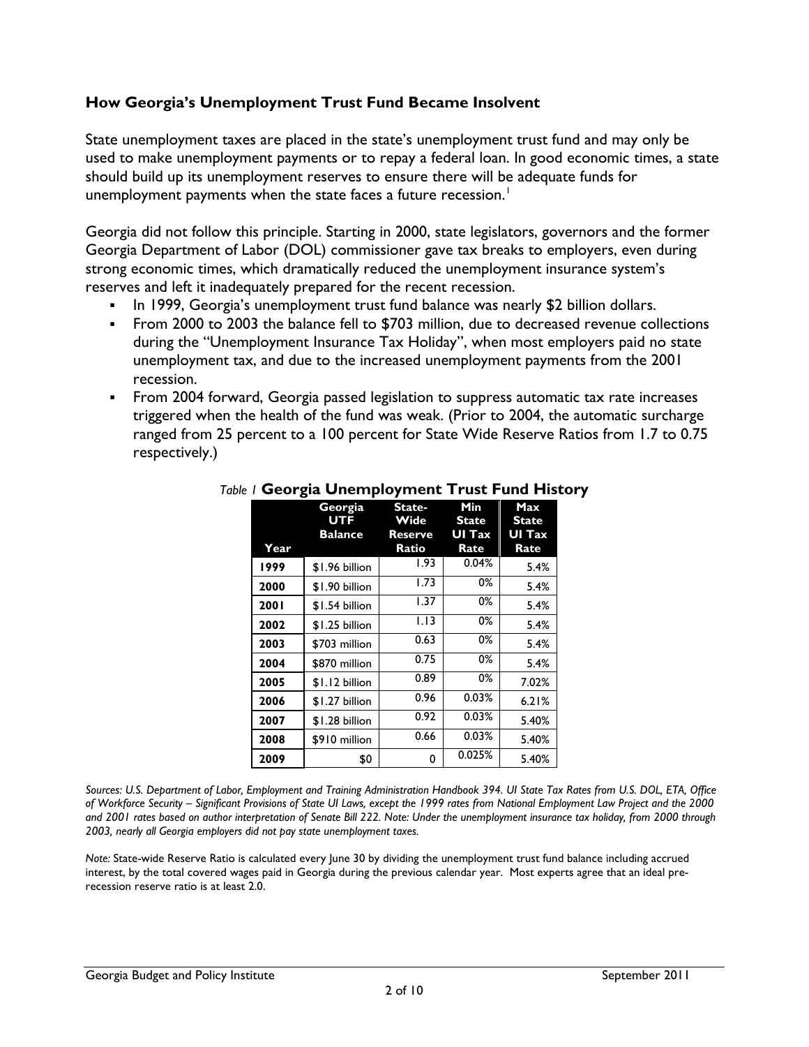### How Georgia's Unemployment Trust Fund Became Insolvent

State unemployment taxes are placed in the state's unemployment trust fund and may only be used to make unemployment payments or to repay a federal loan. In good economic times, a state should build up its unemployment reserves to ensure there will be adequate funds for unemployment payments when the state faces a future recession.[1]

Georgia did not follow this principle. Starting in 2000, state legislators, governors and the former Georgia Department of Labor (DOL) commissioner gave tax breaks to employers, even during strong economic times, which dramatically reduced the unemployment insurance system's reserves and left it inadequately prepared for the recent recession.

- In 1999, Georgia's unemployment trust fund balance was nearly $2 billion dollars.
- From 2000 to 2003 the balance fell to $703 million, due to decreased revenue collections during the "Unemployment Insurance Tax Holiday", when most employers paid no state unemployment tax, and due to the increased unemployment payments from the 2001 recession.
- From 2004 forward, Georgia passed legislation to suppress automatic tax rate increases triggered when the health of the fund was weak. (Prior to 2004, the automatic surcharge ranged from 25 percent to a 100 percent for State Wide Reserve Ratios from 1.7 to 0.75 respectively.)

*Table 1* **Georgia Unemployment Trust Fund History**

| Year | Georgia UTF Balance | State-Wide Reserve Ratio | Min State UI Tax Rate | Max State UI Tax Rate |
|---|---|---|---|---|
| 1999 | $1.96 billion | 1.93 | 0.04% | 5.4% |
| 2000 | $1.90 billion | 1.73 | 0% | 5.4% |
| 2001 | $1.54 billion | 1.37 | 0% | 5.4% |
| 2002 | $1.25 billion | 1.13 | 0% | 5.4% |
| 2003 | $703 million | 0.63 | 0% | 5.4% |
| 2004 | $870 million | 0.75 | 0% | 5.4% |
| 2005 | $1.12 billion | 0.89 | 0% | 7.02% |
| 2006 | $1.27 billion | 0.96 | 0.03% | 6.21% |
| 2007 | $1.28 billion | 0.92 | 0.03% | 5.40% |
| 2008 | $910 million | 0.66 | 0.03% | 5.40% |
| 2009 | $0 | 0 | 0.025% | 5.40% |

*Sources: U.S. Department of Labor, Employment and Training Administration Handbook 394. UI State Tax Rates from U.S. DOL, ETA, Office of Workforce Security – Significant Provisions of State UI Laws, except the 1999 rates from National Employment Law Project and the 2000 and 2001 rates based on author interpretation of Senate Bill 222. Note: Under the unemployment insurance tax holiday, from 2000 through 2003, nearly all Georgia employers did not pay state unemployment taxes.*

*Note:* State-wide Reserve Ratio is calculated every June 30 by dividing the unemployment trust fund balance including accrued interest, by the total covered wages paid in Georgia during the previous calendar year. Most experts agree that an ideal pre-recession reserve ratio is at least 2.0.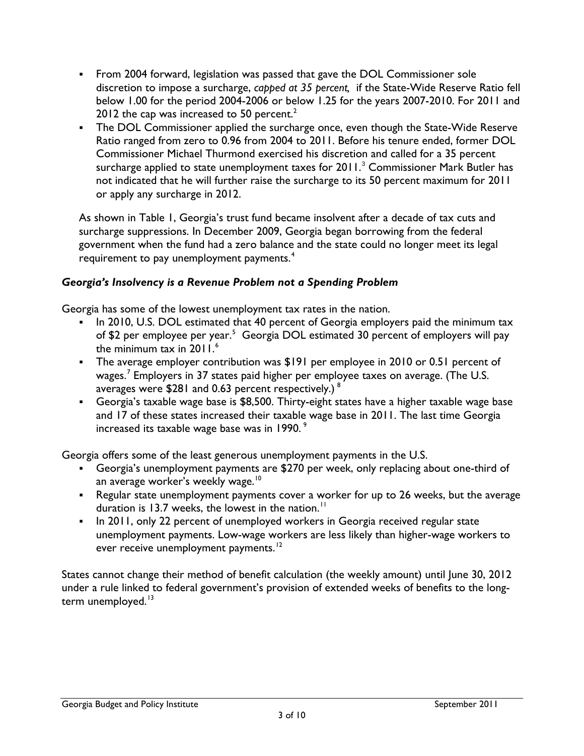- From 2004 forward, legislation was passed that gave the DOL Commissioner sole discretion to impose a surcharge, *capped at 35 percent,* if the State-Wide Reserve Ratio fell below 1.00 for the period 2004-2006 or below 1.25 for the years 2007-2010. For 2011 and 2012 the cap was increased to 50 percent.[2]
- The DOL Commissioner applied the surcharge once, even though the State-Wide Reserve Ratio ranged from zero to 0.96 from 2004 to 2011. Before his tenure ended, former DOL Commissioner Michael Thurmond exercised his discretion and called for a 35 percent surcharge applied to state unemployment taxes for 2011.[3] Commissioner Mark Butler has not indicated that he will further raise the surcharge to its 50 percent maximum for 2011 or apply any surcharge in 2012.

As shown in Table 1, Georgia's trust fund became insolvent after a decade of tax cuts and surcharge suppressions. In December 2009, Georgia began borrowing from the federal government when the fund had a zero balance and the state could no longer meet its legal requirement to pay unemployment payments.[4]

### *Georgia's Insolvency is a Revenue Problem not a Spending Problem*

Georgia has some of the lowest unemployment tax rates in the nation.

- In 2010, U.S. DOL estimated that 40 percent of Georgia employers paid the minimum tax of \$2 per employee per year.[5] Georgia DOL estimated 30 percent of employers will pay the minimum tax in 2011.[6]
- The average employer contribution was \$191 per employee in 2010 or 0.51 percent of wages.[7] Employers in 37 states paid higher per employee taxes on average. (The U.S. averages were \$281 and 0.63 percent respectively.)[8]
- Georgia's taxable wage base is \$8,500. Thirty-eight states have a higher taxable wage base and 17 of these states increased their taxable wage base in 2011. The last time Georgia increased its taxable wage base was in 1990.[9]

Georgia offers some of the least generous unemployment payments in the U.S.

- Georgia's unemployment payments are \$270 per week, only replacing about one-third of an average worker's weekly wage.[10]
- Regular state unemployment payments cover a worker for up to 26 weeks, but the average duration is 13.7 weeks, the lowest in the nation.[11]
- In 2011, only 22 percent of unemployed workers in Georgia received regular state unemployment payments. Low-wage workers are less likely than higher-wage workers to ever receive unemployment payments.[12]

States cannot change their method of benefit calculation (the weekly amount) until June 30, 2012 under a rule linked to federal government's provision of extended weeks of benefits to the long-term unemployed.[13]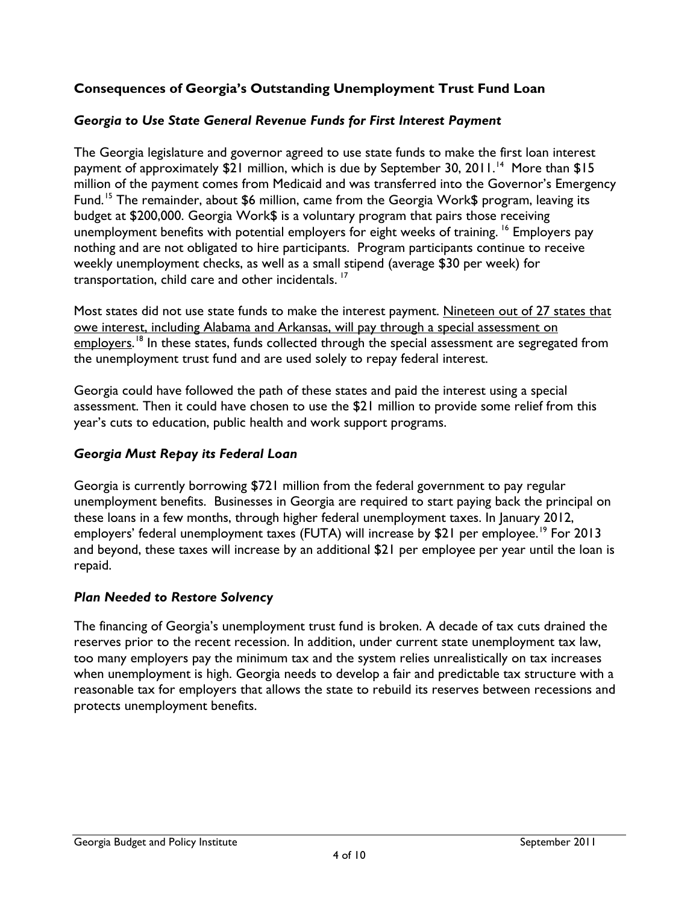## Consequences of Georgia's Outstanding Unemployment Trust Fund Loan

### *Georgia to Use State General Revenue Funds for First Interest Payment*

The Georgia legislature and governor agreed to use state funds to make the first loan interest payment of approximately $21 million, which is due by September 30, 2011.[14] More than $15 million of the payment comes from Medicaid and was transferred into the Governor's Emergency Fund.[15] The remainder, about $6 million, came from the Georgia Work$ program, leaving its budget at $200,000. Georgia Work$ is a voluntary program that pairs those receiving unemployment benefits with potential employers for eight weeks of training.[16] Employers pay nothing and are not obligated to hire participants. Program participants continue to receive weekly unemployment checks, as well as a small stipend (average $30 per week) for transportation, child care and other incidentals.[17]

Most states did not use state funds to make the interest payment. Nineteen out of 27 states that owe interest, including Alabama and Arkansas, will pay through a special assessment on employers.[18] In these states, funds collected through the special assessment are segregated from the unemployment trust fund and are used solely to repay federal interest.

Georgia could have followed the path of these states and paid the interest using a special assessment. Then it could have chosen to use the $21 million to provide some relief from this year's cuts to education, public health and work support programs.

### *Georgia Must Repay its Federal Loan*

Georgia is currently borrowing $721 million from the federal government to pay regular unemployment benefits. Businesses in Georgia are required to start paying back the principal on these loans in a few months, through higher federal unemployment taxes. In January 2012, employers' federal unemployment taxes (FUTA) will increase by $21 per employee.[19] For 2013 and beyond, these taxes will increase by an additional $21 per employee per year until the loan is repaid.

### *Plan Needed to Restore Solvency*

The financing of Georgia's unemployment trust fund is broken. A decade of tax cuts drained the reserves prior to the recent recession. In addition, under current state unemployment tax law, too many employers pay the minimum tax and the system relies unrealistically on tax increases when unemployment is high. Georgia needs to develop a fair and predictable tax structure with a reasonable tax for employers that allows the state to rebuild its reserves between recessions and protects unemployment benefits.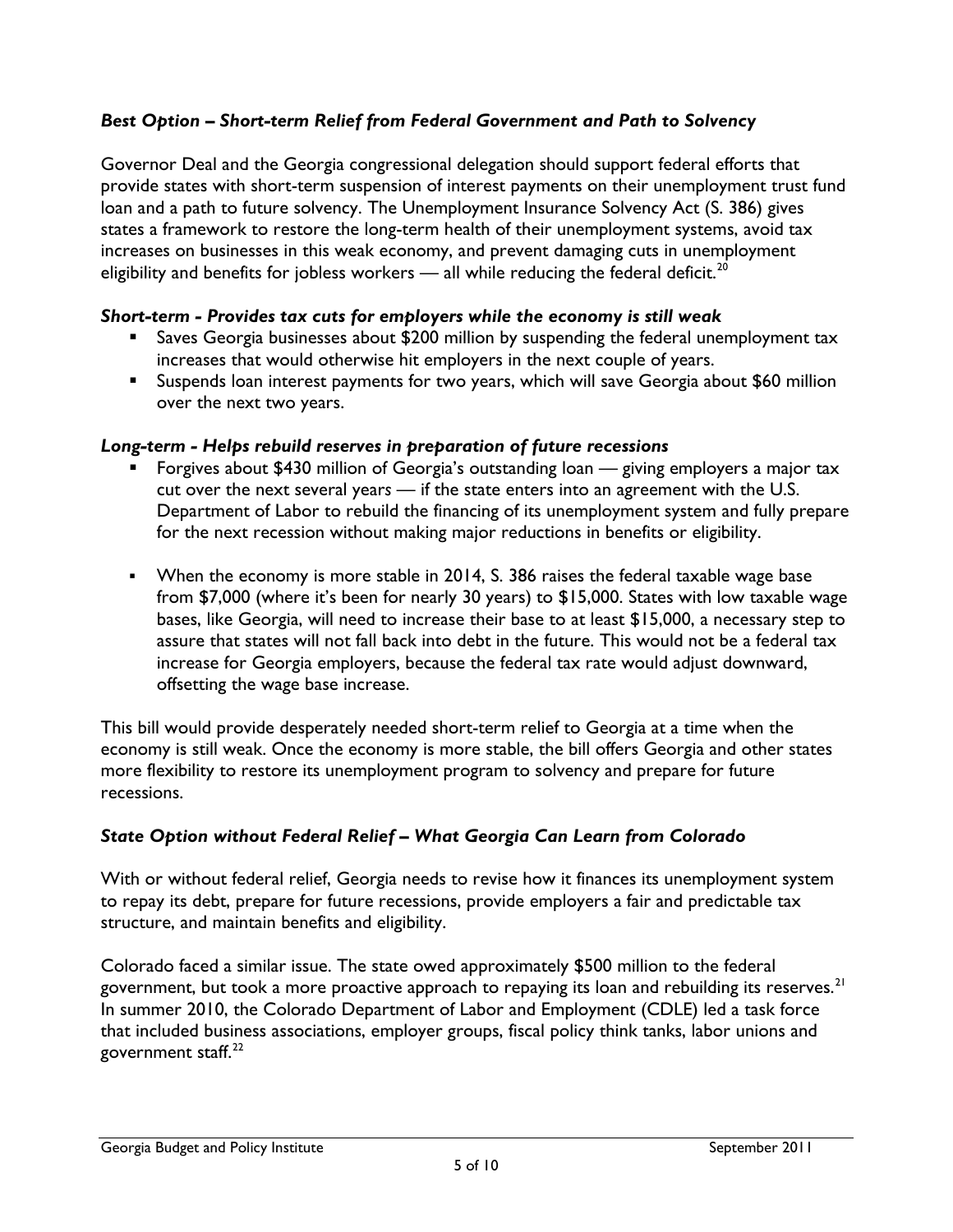### *Best Option – Short-term Relief from Federal Government and Path to Solvency*

Governor Deal and the Georgia congressional delegation should support federal efforts that provide states with short-term suspension of interest payments on their unemployment trust fund loan and a path to future solvency. The Unemployment Insurance Solvency Act (S. 386) gives states a framework to restore the long-term health of their unemployment systems, avoid tax increases on businesses in this weak economy, and prevent damaging cuts in unemployment eligibility and benefits for jobless workers — all while reducing the federal deficit.[20]

#### *Short-term - Provides tax cuts for employers while the economy is still weak*

- Saves Georgia businesses about $200 million by suspending the federal unemployment tax increases that would otherwise hit employers in the next couple of years.
- Suspends loan interest payments for two years, which will save Georgia about $60 million over the next two years.

#### *Long-term - Helps rebuild reserves in preparation of future recessions*

- Forgives about $430 million of Georgia's outstanding loan — giving employers a major tax cut over the next several years — if the state enters into an agreement with the U.S. Department of Labor to rebuild the financing of its unemployment system and fully prepare for the next recession without making major reductions in benefits or eligibility.

- When the economy is more stable in 2014, S. 386 raises the federal taxable wage base from $7,000 (where it's been for nearly 30 years) to $15,000. States with low taxable wage bases, like Georgia, will need to increase their base to at least $15,000, a necessary step to assure that states will not fall back into debt in the future. This would not be a federal tax increase for Georgia employers, because the federal tax rate would adjust downward, offsetting the wage base increase.

This bill would provide desperately needed short-term relief to Georgia at a time when the economy is still weak. Once the economy is more stable, the bill offers Georgia and other states more flexibility to restore its unemployment program to solvency and prepare for future recessions.

### *State Option without Federal Relief – What Georgia Can Learn from Colorado*

With or without federal relief, Georgia needs to revise how it finances its unemployment system to repay its debt, prepare for future recessions, provide employers a fair and predictable tax structure, and maintain benefits and eligibility.

Colorado faced a similar issue. The state owed approximately $500 million to the federal government, but took a more proactive approach to repaying its loan and rebuilding its reserves.[21] In summer 2010, the Colorado Department of Labor and Employment (CDLE) led a task force that included business associations, employer groups, fiscal policy think tanks, labor unions and government staff.[22]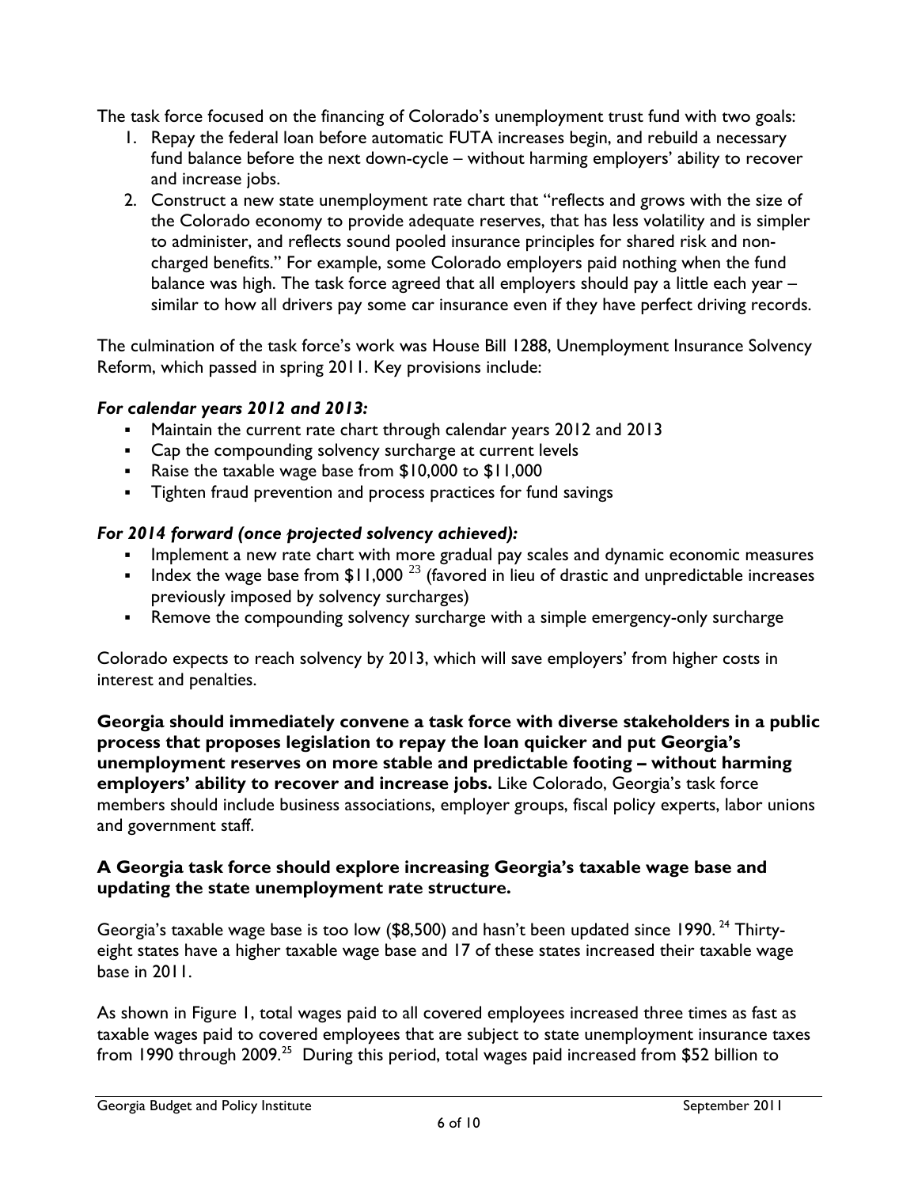The task force focused on the financing of Colorado's unemployment trust fund with two goals:

1. Repay the federal loan before automatic FUTA increases begin, and rebuild a necessary fund balance before the next down-cycle – without harming employers' ability to recover and increase jobs.
2. Construct a new state unemployment rate chart that "reflects and grows with the size of the Colorado economy to provide adequate reserves, that has less volatility and is simpler to administer, and reflects sound pooled insurance principles for shared risk and non-charged benefits." For example, some Colorado employers paid nothing when the fund balance was high. The task force agreed that all employers should pay a little each year – similar to how all drivers pay some car insurance even if they have perfect driving records.

The culmination of the task force's work was House Bill 1288, Unemployment Insurance Solvency Reform, which passed in spring 2011. Key provisions include:

***For calendar years 2012 and 2013:***

- Maintain the current rate chart through calendar years 2012 and 2013
- Cap the compounding solvency surcharge at current levels
- Raise the taxable wage base from $10,000 to $11,000
- Tighten fraud prevention and process practices for fund savings

***For 2014 forward (once projected solvency achieved):***

- Implement a new rate chart with more gradual pay scales and dynamic economic measures
- Index the wage base from $11,000 [23] (favored in lieu of drastic and unpredictable increases previously imposed by solvency surcharges)
- Remove the compounding solvency surcharge with a simple emergency-only surcharge

Colorado expects to reach solvency by 2013, which will save employers' from higher costs in interest and penalties.

**Georgia should immediately convene a task force with diverse stakeholders in a public process that proposes legislation to repay the loan quicker and put Georgia's unemployment reserves on more stable and predictable footing – without harming employers' ability to recover and increase jobs.** Like Colorado, Georgia's task force members should include business associations, employer groups, fiscal policy experts, labor unions and government staff.

**A Georgia task force should explore increasing Georgia's taxable wage base and updating the state unemployment rate structure.**

Georgia's taxable wage base is too low ($8,500) and hasn't been updated since 1990. [24] Thirty-eight states have a higher taxable wage base and 17 of these states increased their taxable wage base in 2011.

As shown in Figure 1, total wages paid to all covered employees increased three times as fast as taxable wages paid to covered employees that are subject to state unemployment insurance taxes from 1990 through 2009.[25] During this period, total wages paid increased from $52 billion to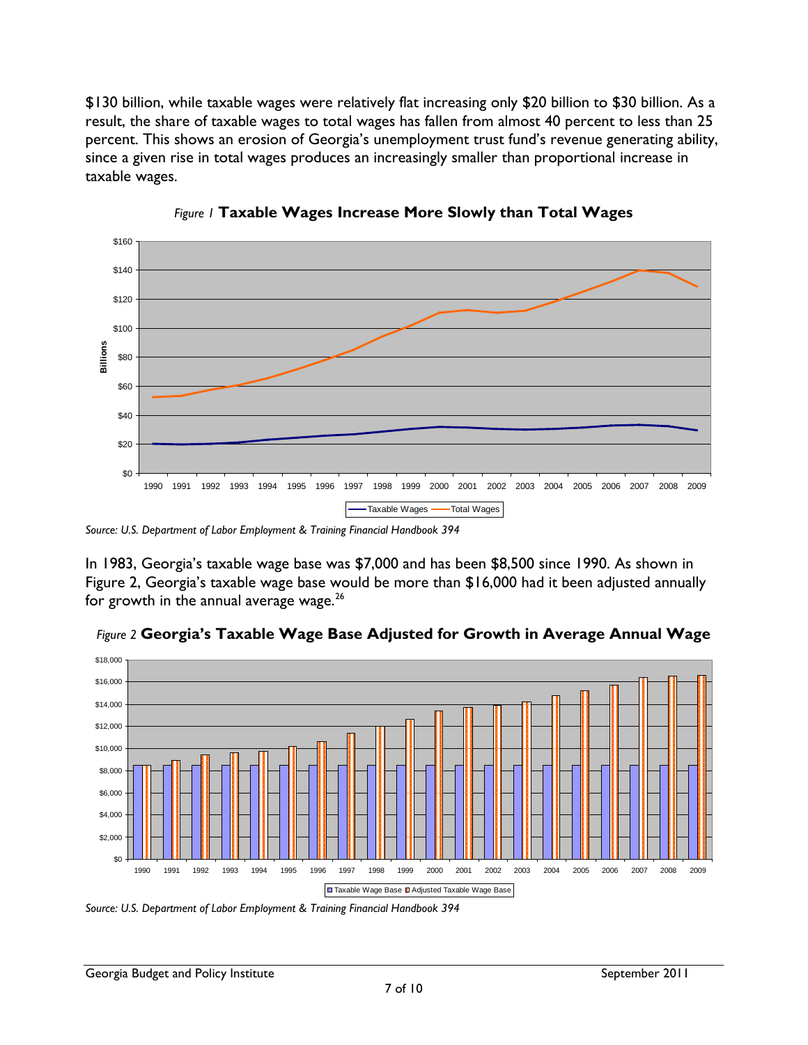$130 billion, while taxable wages were relatively flat increasing only $20 billion to $30 billion. As a result, the share of taxable wages to total wages has fallen from almost 40 percent to less than 25 percent. This shows an erosion of Georgia's unemployment trust fund's revenue generating ability, since a given rise in total wages produces an increasingly smaller than proportional increase in taxable wages.

*Figure 1* **Taxable Wages Increase More Slowly than Total Wages**

*Source: U.S. Department of Labor Employment & Training Financial Handbook 394*

In 1983, Georgia's taxable wage base was $7,000 and has been $8,500 since 1990. As shown in Figure 2, Georgia's taxable wage base would be more than $16,000 had it been adjusted annually for growth in the annual average wage.[26]

*Figure 2* **Georgia's Taxable Wage Base Adjusted for Growth in Average Annual Wage**

*Source: U.S. Department of Labor Employment & Training Financial Handbook 394*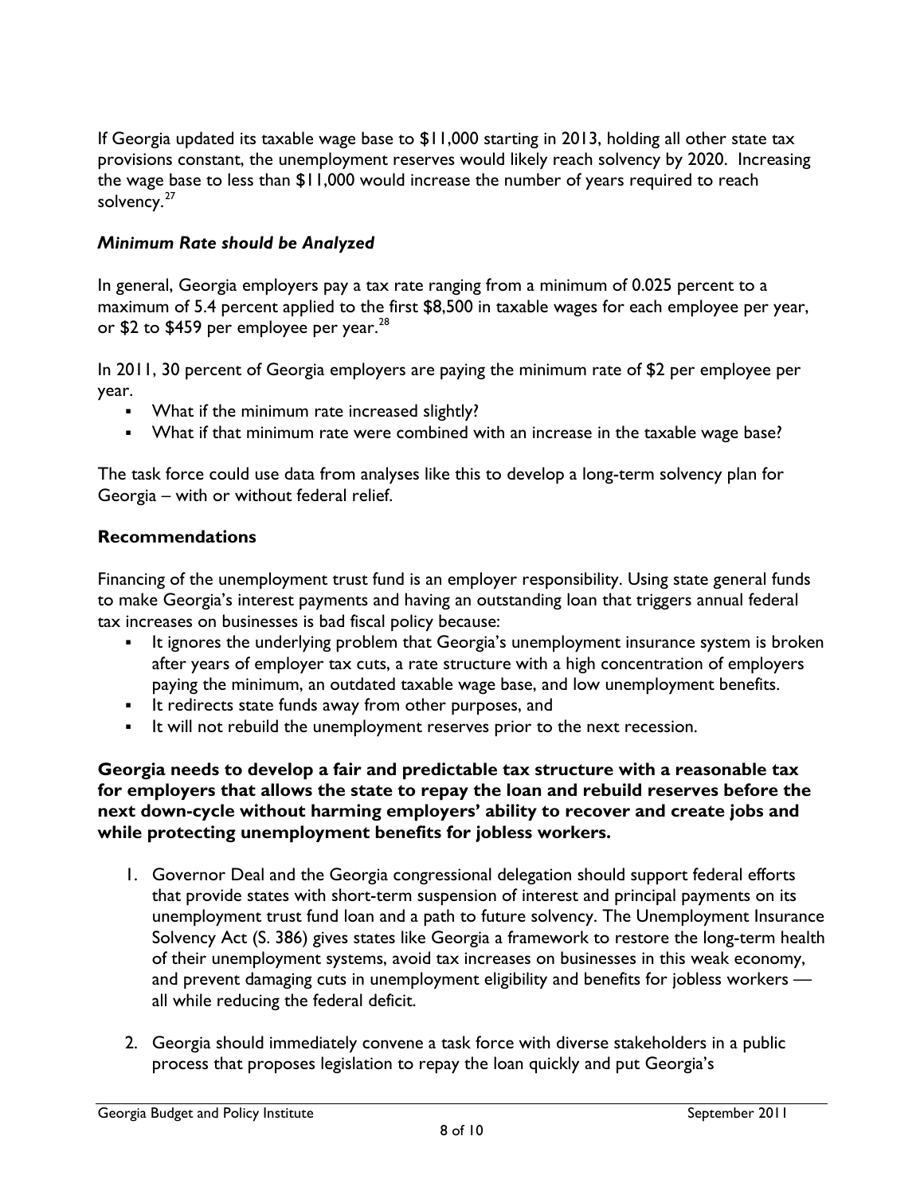If Georgia updated its taxable wage base to $11,000 starting in 2013, holding all other state tax provisions constant, the unemployment reserves would likely reach solvency by 2020. Increasing the wage base to less than $11,000 would increase the number of years required to reach solvency.[27]

### *Minimum Rate should be Analyzed*

In general, Georgia employers pay a tax rate ranging from a minimum of 0.025 percent to a maximum of 5.4 percent applied to the first $8,500 in taxable wages for each employee per year, or $2 to $459 per employee per year.[28]

In 2011, 30 percent of Georgia employers are paying the minimum rate of $2 per employee per year.

- What if the minimum rate increased slightly?
- What if that minimum rate were combined with an increase in the taxable wage base?

The task force could use data from analyses like this to develop a long-term solvency plan for Georgia – with or without federal relief.

## Recommendations

Financing of the unemployment trust fund is an employer responsibility. Using state general funds to make Georgia's interest payments and having an outstanding loan that triggers annual federal tax increases on businesses is bad fiscal policy because:

- It ignores the underlying problem that Georgia's unemployment insurance system is broken after years of employer tax cuts, a rate structure with a high concentration of employers paying the minimum, an outdated taxable wage base, and low unemployment benefits.
- It redirects state funds away from other purposes, and
- It will not rebuild the unemployment reserves prior to the next recession.

**Georgia needs to develop a fair and predictable tax structure with a reasonable tax for employers that allows the state to repay the loan and rebuild reserves before the next down-cycle without harming employers' ability to recover and create jobs and while protecting unemployment benefits for jobless workers.**

1. Governor Deal and the Georgia congressional delegation should support federal efforts that provide states with short-term suspension of interest and principal payments on its unemployment trust fund loan and a path to future solvency. The Unemployment Insurance Solvency Act (S. 386) gives states like Georgia a framework to restore the long-term health of their unemployment systems, avoid tax increases on businesses in this weak economy, and prevent damaging cuts in unemployment eligibility and benefits for jobless workers — all while reducing the federal deficit.

2. Georgia should immediately convene a task force with diverse stakeholders in a public process that proposes legislation to repay the loan quickly and put Georgia's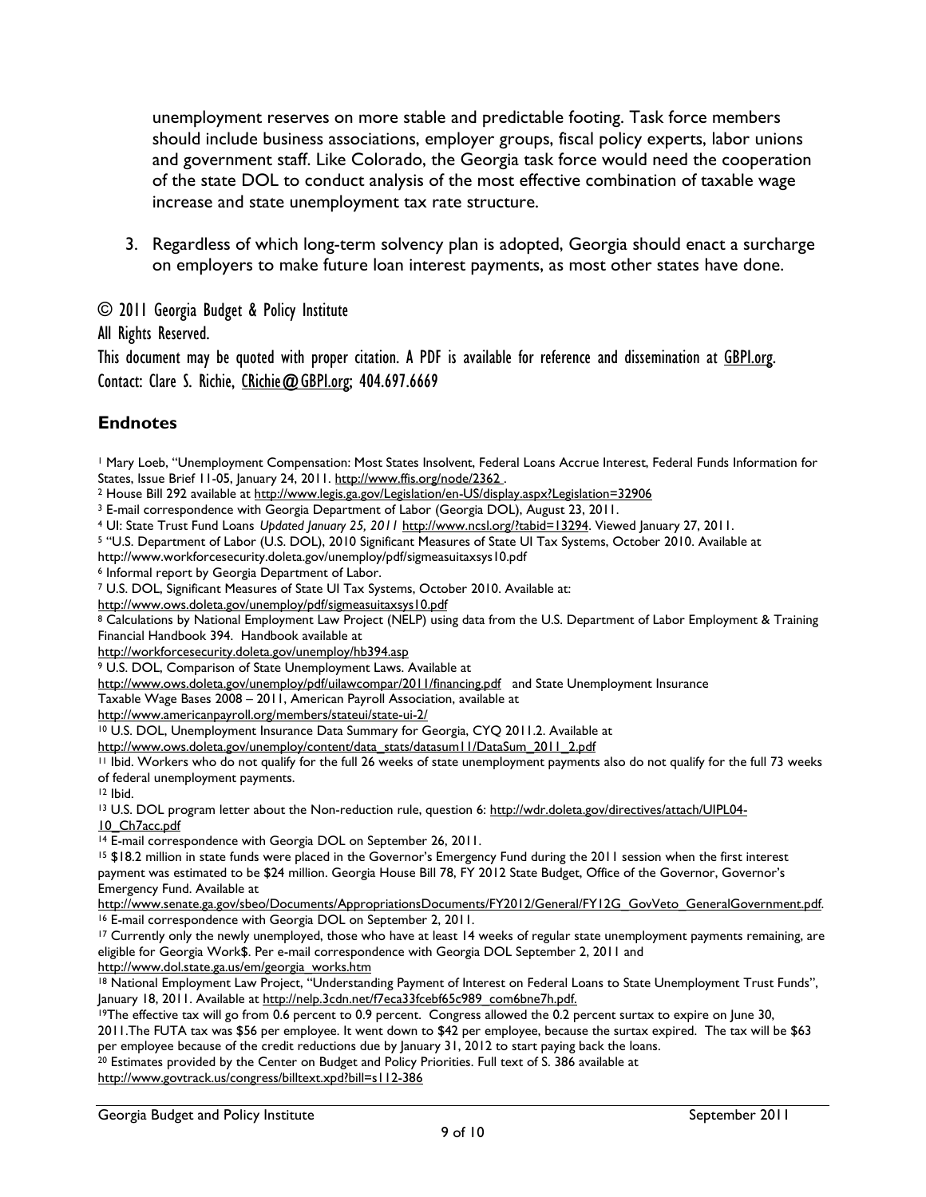unemployment reserves on more stable and predictable footing. Task force members should include business associations, employer groups, fiscal policy experts, labor unions and government staff. Like Colorado, the Georgia task force would need the cooperation of the state DOL to conduct analysis of the most effective combination of taxable wage increase and state unemployment tax rate structure.

3. Regardless of which long-term solvency plan is adopted, Georgia should enact a surcharge on employers to make future loan interest payments, as most other states have done.

© 2011 Georgia Budget & Policy Institute

All Rights Reserved.

This document may be quoted with proper citation. A PDF is available for reference and dissemination at GBPI.org.
Contact: Clare S. Richie, CRichie@GBPI.org; 404.697.6669

## Endnotes

[1] Mary Loeb, "Unemployment Compensation: Most States Insolvent, Federal Loans Accrue Interest, Federal Funds Information for States, Issue Brief 11-05, January 24, 2011. http://www.ffis.org/node/2362 .

[2] House Bill 292 available at http://www.legis.ga.gov/Legislation/en-US/display.aspx?Legislation=32906

[3] E-mail correspondence with Georgia Department of Labor (Georgia DOL), August 23, 2011.

[4] UI: State Trust Fund Loans *Updated January 25, 2011* http://www.ncsl.org/?tabid=13294. Viewed January 27, 2011.

[5] "U.S. Department of Labor (U.S. DOL), 2010 Significant Measures of State UI Tax Systems, October 2010. Available at http://www.workforcesecurity.doleta.gov/unemploy/pdf/sigmeasuitaxsys10.pdf

[6] Informal report by Georgia Department of Labor.

[7] U.S. DOL, Significant Measures of State UI Tax Systems, October 2010. Available at: http://www.ows.doleta.gov/unemploy/pdf/sigmeasuitaxsys10.pdf

[8] Calculations by National Employment Law Project (NELP) using data from the U.S. Department of Labor Employment & Training Financial Handbook 394. Handbook available at http://workforcesecurity.doleta.gov/unemploy/hb394.asp

[9] U.S. DOL, Comparison of State Unemployment Laws. Available at http://www.ows.doleta.gov/unemploy/pdf/uilawcompar/2011/financing.pdf and State Unemployment Insurance Taxable Wage Bases 2008 – 2011, American Payroll Association, available at http://www.americanpayroll.org/members/stateui/state-ui-2/

[10] U.S. DOL, Unemployment Insurance Data Summary for Georgia, CYQ 2011.2. Available at http://www.ows.doleta.gov/unemploy/content/data_stats/datasum11/DataSum_2011_2.pdf

[11] Ibid. Workers who do not qualify for the full 26 weeks of state unemployment payments also do not qualify for the full 73 weeks of federal unemployment payments.

[12] Ibid.

[13] U.S. DOL program letter about the Non-reduction rule, question 6: http://wdr.doleta.gov/directives/attach/UIPL04-10_Ch7acc.pdf

[14] E-mail correspondence with Georgia DOL on September 26, 2011.

[15] $18.2 million in state funds were placed in the Governor's Emergency Fund during the 2011 session when the first interest payment was estimated to be $24 million. Georgia House Bill 78, FY 2012 State Budget, Office of the Governor, Governor's Emergency Fund. Available at http://www.senate.ga.gov/sbeo/Documents/AppropriationsDocuments/FY2012/General/FY12G_GovVeto_GeneralGovernment.pdf.

[16] E-mail correspondence with Georgia DOL on September 2, 2011.

[17] Currently only the newly unemployed, those who have at least 14 weeks of regular state unemployment payments remaining, are eligible for Georgia Work$. Per e-mail correspondence with Georgia DOL September 2, 2011 and http://www.dol.state.ga.us/em/georgia_works.htm

[18] National Employment Law Project, "Understanding Payment of Interest on Federal Loans to State Unemployment Trust Funds", January 18, 2011. Available at http://nelp.3cdn.net/f7eca33fcebf65c989_com6bne7h.pdf.

[19] The effective tax will go from 0.6 percent to 0.9 percent. Congress allowed the 0.2 percent surtax to expire on June 30, 2011. The FUTA tax was $56 per employee. It went down to $42 per employee, because the surtax expired. The tax will be $63 per employee because of the credit reductions due by January 31, 2012 to start paying back the loans.

[20] Estimates provided by the Center on Budget and Policy Priorities. Full text of S. 386 available at http://www.govtrack.us/congress/billtext.xpd?bill=s112-386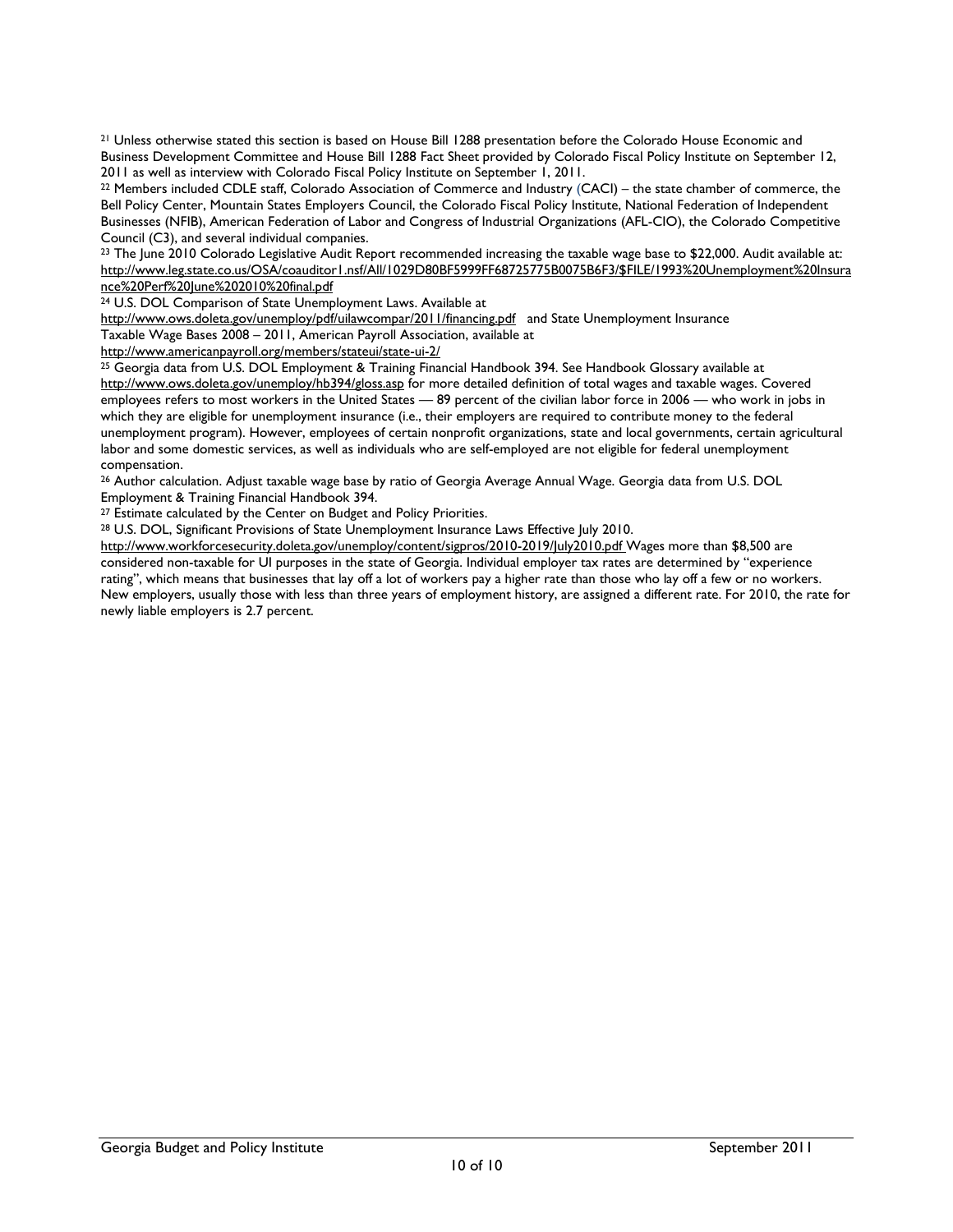[21] Unless otherwise stated this section is based on House Bill 1288 presentation before the Colorado House Economic and Business Development Committee and House Bill 1288 Fact Sheet provided by Colorado Fiscal Policy Institute on September 12, 2011 as well as interview with Colorado Fiscal Policy Institute on September 1, 2011.

[22] Members included CDLE staff, Colorado Association of Commerce and Industry (CACI) – the state chamber of commerce, the Bell Policy Center, Mountain States Employers Council, the Colorado Fiscal Policy Institute, National Federation of Independent Businesses (NFIB), American Federation of Labor and Congress of Industrial Organizations (AFL-CIO), the Colorado Competitive Council (C3), and several individual companies.

[23] The June 2010 Colorado Legislative Audit Report recommended increasing the taxable wage base to $22,000. Audit available at: http://www.leg.state.co.us/OSA/coauditor1.nsf/All/1029D80BF5999FF68725775B0075B6F3/$FILE/1993%20Unemployment%20Insurance%20Perf%20June%202010%20final.pdf

[24] U.S. DOL Comparison of State Unemployment Laws. Available at http://www.ows.doleta.gov/unemploy/pdf/uilawcompar/2011/financing.pdf and State Unemployment Insurance Taxable Wage Bases 2008 – 2011, American Payroll Association, available at http://www.americanpayroll.org/members/stateui/state-ui-2/

[25] Georgia data from U.S. DOL Employment & Training Financial Handbook 394. See Handbook Glossary available at http://www.ows.doleta.gov/unemploy/hb394/gloss.asp for more detailed definition of total wages and taxable wages. Covered employees refers to most workers in the United States — 89 percent of the civilian labor force in 2006 — who work in jobs in which they are eligible for unemployment insurance (i.e., their employers are required to contribute money to the federal unemployment program). However, employees of certain nonprofit organizations, state and local governments, certain agricultural labor and some domestic services, as well as individuals who are self-employed are not eligible for federal unemployment compensation.

[26] Author calculation. Adjust taxable wage base by ratio of Georgia Average Annual Wage. Georgia data from U.S. DOL Employment & Training Financial Handbook 394.

[27] Estimate calculated by the Center on Budget and Policy Priorities.

[28] U.S. DOL, Significant Provisions of State Unemployment Insurance Laws Effective July 2010. http://www.workforcesecurity.doleta.gov/unemploy/content/sigpros/2010-2019/July2010.pdf Wages more than $8,500 are considered non-taxable for UI purposes in the state of Georgia. Individual employer tax rates are determined by "experience rating", which means that businesses that lay off a lot of workers pay a higher rate than those who lay off a few or no workers. New employers, usually those with less than three years of employment history, are assigned a different rate. For 2010, the rate for newly liable employers is 2.7 percent.